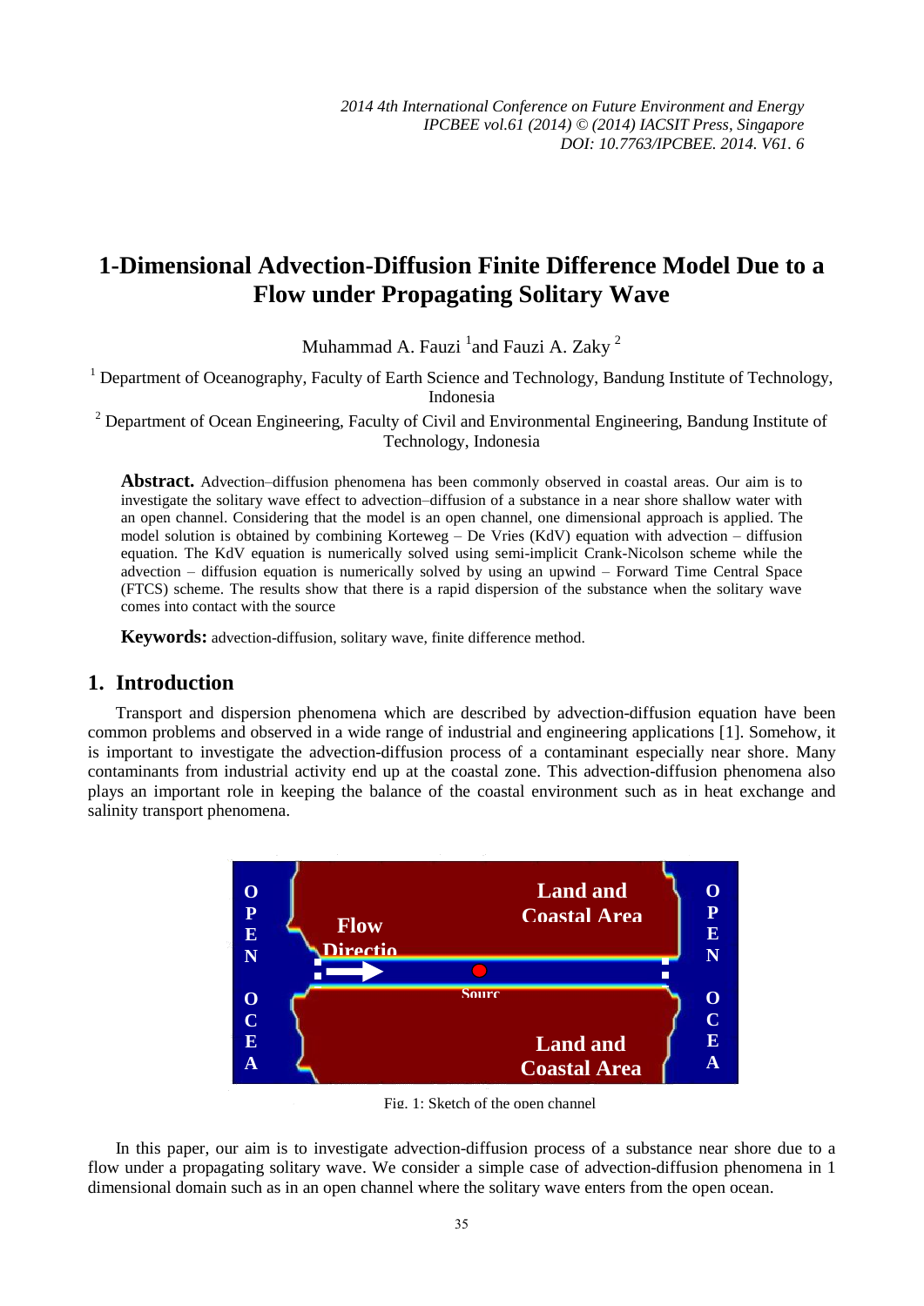# 1-Dimensional Advection-Diffusion Finite Difference Model Due to a Flow under Propagating Solitary Wave

Muhammad A. Fauzi [1] and Fauzi A. Zaky [2]

[1] Department of Oceanography, Faculty of Earth Science and Technology, Bandung Institute of Technology, Indonesia

[2] Department of Ocean Engineering, Faculty of Civil and Environmental Engineering, Bandung Institute of Technology, Indonesia

**Abstract.** Advection–diffusion phenomena has been commonly observed in coastal areas. Our aim is to investigate the solitary wave effect to advection–diffusion of a substance in a near shore shallow water with an open channel. Considering that the model is an open channel, one dimensional approach is applied. The model solution is obtained by combining Korteweg – De Vries (KdV) equation with advection – diffusion equation. The KdV equation is numerically solved using semi-implicit Crank-Nicolson scheme while the advection – diffusion equation is numerically solved by using an upwind – Forward Time Central Space (FTCS) scheme. The results show that there is a rapid dispersion of the substance when the solitary wave comes into contact with the source

**Keywords:** advection-diffusion, solitary wave, finite difference method.

## 1. Introduction

Transport and dispersion phenomena which are described by advection-diffusion equation have been common problems and observed in a wide range of industrial and engineering applications [1]. Somehow, it is important to investigate the advection-diffusion process of a contaminant especially near shore. Many contaminants from industrial activity end up at the coastal zone. This advection-diffusion phenomena also plays an important role in keeping the balance of the coastal environment such as in heat exchange and salinity transport phenomena.

Fig. 1: Sketch of the open channel

In this paper, our aim is to investigate advection-diffusion process of a substance near shore due to a flow under a propagating solitary wave. We consider a simple case of advection-diffusion phenomena in 1 dimensional domain such as in an open channel where the solitary wave enters from the open ocean.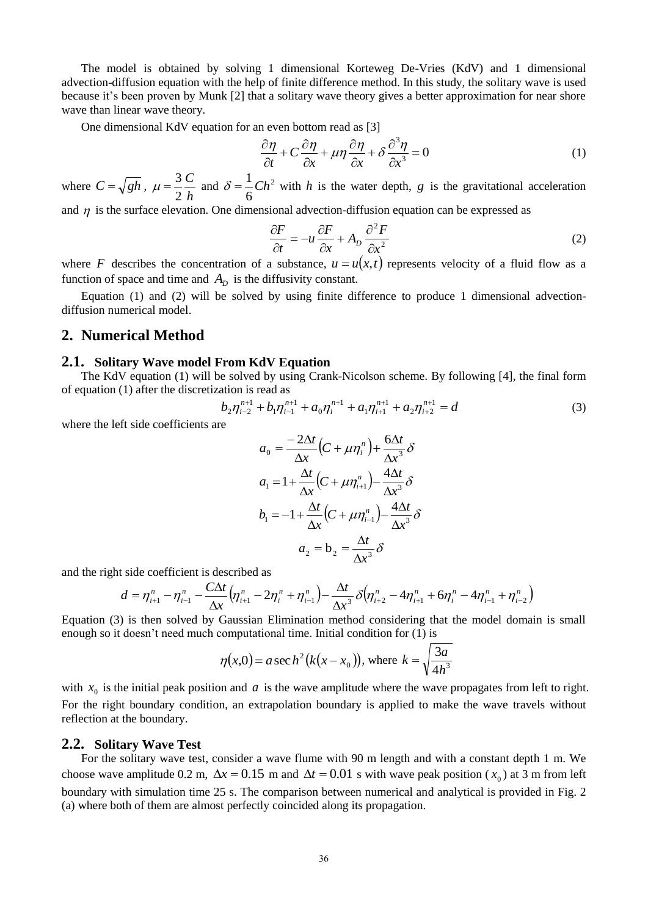The model is obtained by solving 1 dimensional Korteweg De-Vries (KdV) and 1 dimensional advection-diffusion equation with the help of finite difference method. In this study, the solitary wave is used because it's been proven by Munk [2] that a solitary wave theory gives a better approximation for near shore wave than linear wave theory.

One dimensional KdV equation for an even bottom read as [3]

$$\frac{\partial \eta}{\partial t} + C\frac{\partial \eta}{\partial x} + \mu\eta\frac{\partial \eta}{\partial x} + \delta\frac{\partial^3 \eta}{\partial x^3} = 0 \tag{1}$$

where $C = \sqrt{gh}$, $\mu = \frac{3}{2}\frac{C}{h}$ and $\delta = \frac{1}{6}Ch^2$ with $h$ is the water depth, $g$ is the gravitational acceleration and $\eta$ is the surface elevation. One dimensional advection-diffusion equation can be expressed as

$$\frac{\partial F}{\partial t} = -u\frac{\partial F}{\partial x} + A_D\frac{\partial^2 F}{\partial x^2} \tag{2}$$

where $F$ describes the concentration of a substance, $u = u(x,t)$ represents velocity of a fluid flow as a function of space and time and $A_D$ is the diffusivity constant.

Equation (1) and (2) will be solved by using finite difference to produce 1 dimensional advection-diffusion numerical model.

## 2. Numerical Method

### 2.1. Solitary Wave model From KdV Equation

The KdV equation (1) will be solved by using Crank-Nicolson scheme. By following [4], the final form of equation (1) after the discretization is read as

$$b_2\eta_{i-2}^{n+1} + b_1\eta_{i-1}^{n+1} + a_0\eta_i^{n+1} + a_1\eta_{i+1}^{n+1} + a_2\eta_{i+2}^{n+1} = d \tag{3}$$

where the left side coefficients are

$$a_0 = \frac{-2\Delta t}{\Delta x}\left(C + \mu\eta_i^n\right) + \frac{6\Delta t}{\Delta x^3}\delta$$

$$a_1 = 1 + \frac{\Delta t}{\Delta x}\left(C + \mu\eta_{i+1}^n\right) - \frac{4\Delta t}{\Delta x^3}\delta$$

$$b_1 = -1 + \frac{\Delta t}{\Delta x}\left(C + \mu\eta_{i-1}^n\right) - \frac{4\Delta t}{\Delta x^3}\delta$$

$$a_2 = b_2 = \frac{\Delta t}{\Delta x^3}\delta$$

and the right side coefficient is described as

$$d = \eta_{i+1}^n - \eta_{i-1}^n - \frac{C\Delta t}{\Delta x}\left(\eta_{i+1}^n - 2\eta_i^n + \eta_{i-1}^n\right) - \frac{\Delta t}{\Delta x^3}\delta\left(\eta_{i+2}^n - 4\eta_{i+1}^n + 6\eta_i^n - 4\eta_{i-1}^n + \eta_{i-2}^n\right)$$

Equation (3) is then solved by Gaussian Elimination method considering that the model domain is small enough so it doesn't need much computational time. Initial condition for (1) is

$$\eta(x,0) = a\,\mathrm{sech}^2\left(k(x - x_0)\right), \text{ where } k = \sqrt{\frac{3a}{4h^3}}$$

with $x_0$ is the initial peak position and $a$ is the wave amplitude where the wave propagates from left to right. For the right boundary condition, an extrapolation boundary is applied to make the wave travels without reflection at the boundary.

### 2.2. Solitary Wave Test

For the solitary wave test, consider a wave flume with 90 m length and with a constant depth 1 m. We choose wave amplitude 0.2 m, $\Delta x = 0.15$ m and $\Delta t = 0.01$ s with wave peak position ($x_0$) at 3 m from left boundary with simulation time 25 s. The comparison between numerical and analytical is provided in Fig. 2 (a) where both of them are almost perfectly coincided along its propagation.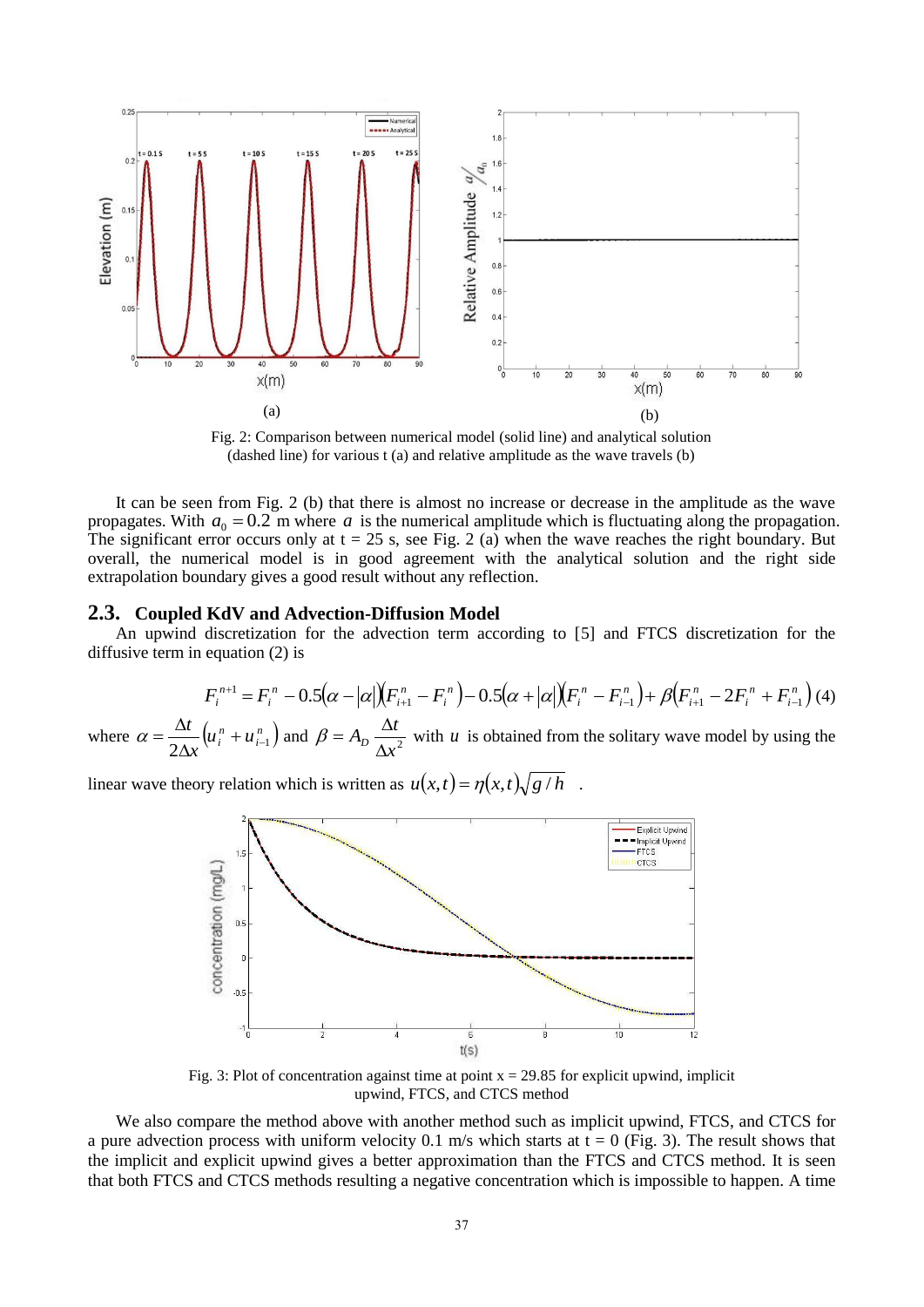Fig. 2: Comparison between numerical model (solid line) and analytical solution (dashed line) for various t (a) and relative amplitude as the wave travels (b)

It can be seen from Fig. 2 (b) that there is almost no increase or decrease in the amplitude as the wave propagates. With $a_0 = 0.2$ m where $a$ is the numerical amplitude which is fluctuating along the propagation. The significant error occurs only at t = 25 s, see Fig. 2 (a) when the wave reaches the right boundary. But overall, the numerical model is in good agreement with the analytical solution and the right side extrapolation boundary gives a good result without any reflection.

## 2.3. Coupled KdV and Advection-Diffusion Model

An upwind discretization for the advection term according to [5] and FTCS discretization for the diffusive term in equation (2) is

$$F_i^{n+1} = F_i^n - 0.5(\alpha - |\alpha|)(F_{i+1}^n - F_i^n) - 0.5(\alpha + |\alpha|)(F_i^n - F_{i-1}^n) + \beta(F_{i+1}^n - 2F_i^n + F_{i-1}^n) \quad (4)$$

where $\alpha = \dfrac{\Delta t}{2\Delta x}(u_i^n + u_{i-1}^n)$ and $\beta = A_D \dfrac{\Delta t}{\Delta x^2}$ with $u$ is obtained from the solitary wave model by using the linear wave theory relation which is written as $u(x,t) = \eta(x,t)\sqrt{g/h}$ .

Fig. 3: Plot of concentration against time at point x = 29.85 for explicit upwind, implicit upwind, FTCS, and CTCS method

We also compare the method above with another method such as implicit upwind, FTCS, and CTCS for a pure advection process with uniform velocity 0.1 m/s which starts at t = 0 (Fig. 3). The result shows that the implicit and explicit upwind gives a better approximation than the FTCS and CTCS method. It is seen that both FTCS and CTCS methods resulting a negative concentration which is impossible to happen. A time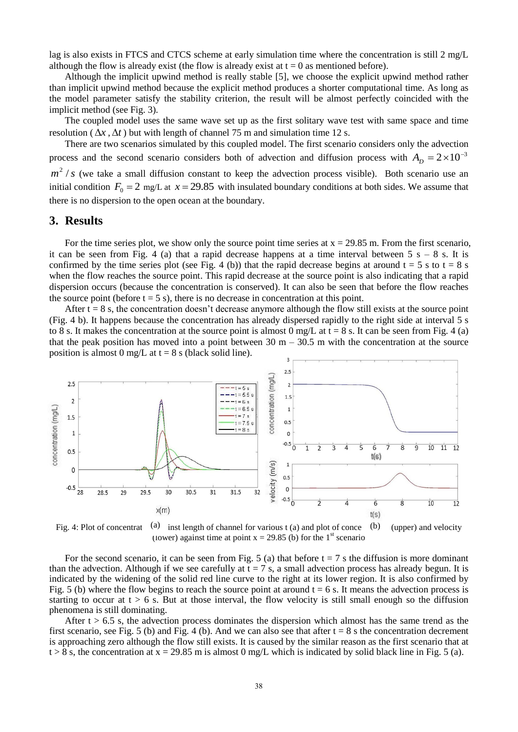lag is also exists in FTCS and CTCS scheme at early simulation time where the concentration is still 2 mg/L although the flow is already exist (the flow is already exist at t = 0 as mentioned before).

Although the implicit upwind method is really stable [5], we choose the explicit upwind method rather than implicit upwind method because the explicit method produces a shorter computational time. As long as the model parameter satisfy the stability criterion, the result will be almost perfectly coincided with the implicit method (see Fig. 3).

The coupled model uses the same wave set up as the first solitary wave test with same space and time resolution ( $\Delta x$ , $\Delta t$ ) but with length of channel 75 m and simulation time 12 s.

There are two scenarios simulated by this coupled model. The first scenario considers only the advection process and the second scenario considers both of advection and diffusion process with $A_D = 2\times10^{-3}$ $m^2/s$ (we take a small diffusion constant to keep the advection process visible). Both scenario use an initial condition $F_0 = 2$ mg/L at $x = 29.85$ with insulated boundary conditions at both sides. We assume that there is no dispersion to the open ocean at the boundary.

## 3. Results

For the time series plot, we show only the source point time series at x = 29.85 m. From the first scenario, it can be seen from Fig. 4 (a) that a rapid decrease happens at a time interval between 5 s – 8 s. It is confirmed by the time series plot (see Fig. 4 (b)) that the rapid decrease begins at around t = 5 s to t = 8 s when the flow reaches the source point. This rapid decrease at the source point is also indicating that a rapid dispersion occurs (because the concentration is conserved). It can also be seen that before the flow reaches the source point (before t = 5 s), there is no decrease in concentration at this point.

After t = 8 s, the concentration doesn't decrease anymore although the flow still exists at the source point (Fig. 4 b). It happens because the concentration has already dispersed rapidly to the right side at interval 5 s to 8 s. It makes the concentration at the source point is almost 0 mg/L at t = 8 s. It can be seen from Fig. 4 (a) that the peak position has moved into a point between 30 m – 30.5 m with the concentration at the source position is almost 0 mg/L at t = 8 s (black solid line).

Fig. 4: Plot of concentration against length of channel for various t (a) and plot of concentration (upper) and velocity (lower) against time at point x = 29.85 (b) for the 1st scenario

For the second scenario, it can be seen from Fig. 5 (a) that before t = 7 s the diffusion is more dominant than the advection. Although if we see carefully at t = 7 s, a small advection process has already begun. It is indicated by the widening of the solid red line curve to the right at its lower region. It is also confirmed by Fig. 5 (b) where the flow begins to reach the source point at around t = 6 s. It means the advection process is starting to occur at t > 6 s. But at those interval, the flow velocity is still small enough so the diffusion phenomena is still dominating.

After t > 6.5 s, the advection process dominates the dispersion which almost has the same trend as the first scenario, see Fig. 5 (b) and Fig. 4 (b). And we can also see that after t = 8 s the concentration decrement is approaching zero although the flow still exists. It is caused by the similar reason as the first scenario that at t > 8 s, the concentration at x = 29.85 m is almost 0 mg/L which is indicated by solid black line in Fig. 5 (a).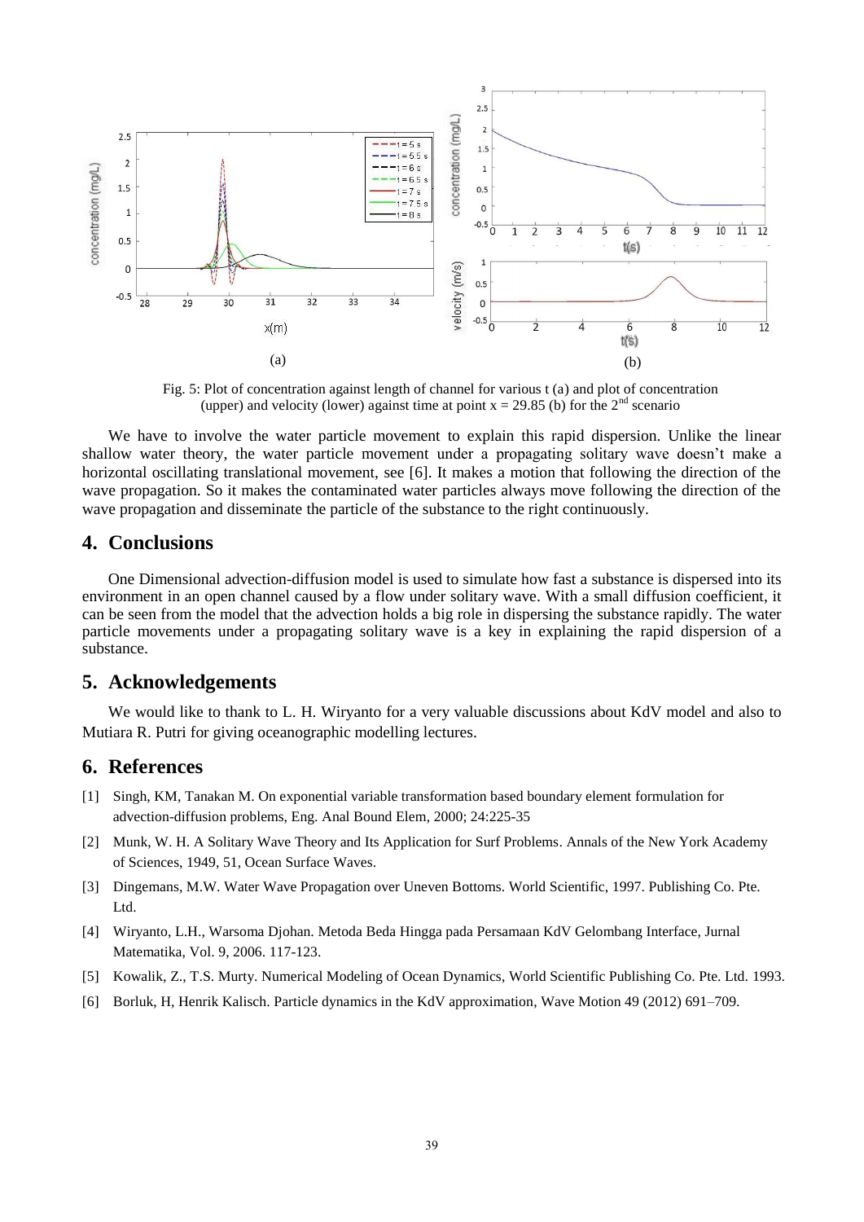concentration (mg/L)

2.5
2
1.5
1
0.5
0
-0.5

28 29 30 31 32 33 34

x(m)

t = 5 s
t = 5.5 s
t = 6 s
t = 6.5 s
t = 7 s
t = 7.5 s
t = 8 s

(a)

concentration (mg/L)

3
2.5
2
1.5
1
0.5
0
-0.5

0 1 2 3 4 5 6 7 8 9 10 11 12

t(s)

velocity (m/s)

1
0.5
0
-0.5

0 2 4 6 8 10 12

t(s)

(b)

Fig. 5: Plot of concentration against length of channel for various t (a) and plot of concentration (upper) and velocity (lower) against time at point x = 29.85 (b) for the 2[nd] scenario

We have to involve the water particle movement to explain this rapid dispersion. Unlike the linear shallow water theory, the water particle movement under a propagating solitary wave doesn't make a horizontal oscillating translational movement, see [6]. It makes a motion that following the direction of the wave propagation. So it makes the contaminated water particles always move following the direction of the wave propagation and disseminate the particle of the substance to the right continuously.

## 4. Conclusions

One Dimensional advection-diffusion model is used to simulate how fast a substance is dispersed into its environment in an open channel caused by a flow under solitary wave. With a small diffusion coefficient, it can be seen from the model that the advection holds a big role in dispersing the substance rapidly. The water particle movements under a propagating solitary wave is a key in explaining the rapid dispersion of a substance.

## 5. Acknowledgements

We would like to thank to L. H. Wiryanto for a very valuable discussions about KdV model and also to Mutiara R. Putri for giving oceanographic modelling lectures.

## 6. References

[1] Singh, KM, Tanakan M. On exponential variable transformation based boundary element formulation for advection-diffusion problems, Eng. Anal Bound Elem, 2000; 24:225-35

[2] Munk, W. H. A Solitary Wave Theory and Its Application for Surf Problems. Annals of the New York Academy of Sciences, 1949, 51, Ocean Surface Waves.

[3] Dingemans, M.W. Water Wave Propagation over Uneven Bottoms. World Scientific, 1997. Publishing Co. Pte. Ltd.

[4] Wiryanto, L.H., Warsoma Djohan. Metoda Beda Hingga pada Persamaan KdV Gelombang Interface, Jurnal Matematika, Vol. 9, 2006. 117-123.

[5] Kowalik, Z., T.S. Murty. Numerical Modeling of Ocean Dynamics, World Scientific Publishing Co. Pte. Ltd. 1993.

[6] Borluk, H, Henrik Kalisch. Particle dynamics in the KdV approximation, Wave Motion 49 (2012) 691–709.